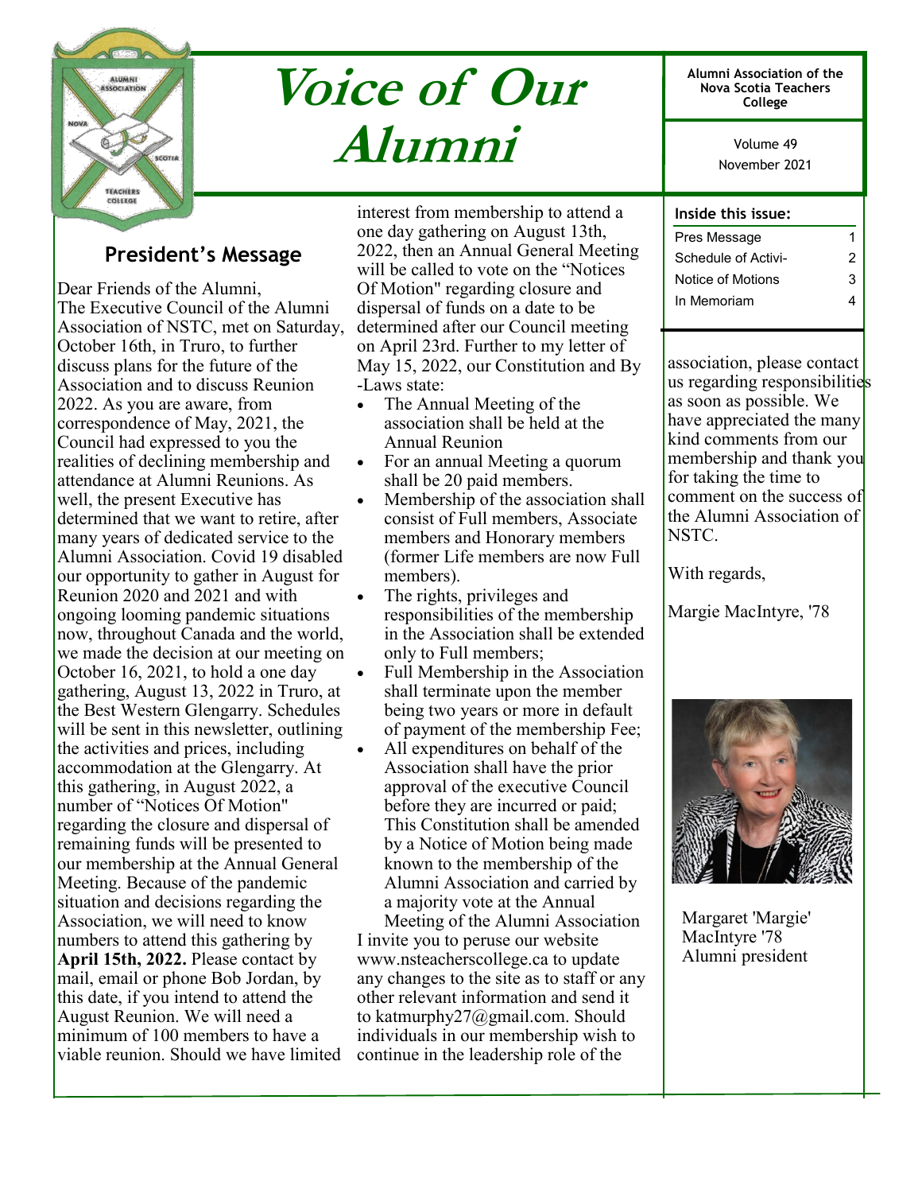# Voice of Our Alumni

Alumni Association of the Nova Scotia Teachers College

Volume 49
November 2021

**Inside this issue:**

| | |
|---|---|
| Pres Message | 1 |
| Schedule of Activi- | 2 |
| Notice of Motions | 3 |
| In Memoriam | 4 |

## President's Message

Dear Friends of the Alumni,
The Executive Council of the Alumni Association of NSTC, met on Saturday, October 16th, in Truro, to further discuss plans for the future of the Association and to discuss Reunion 2022. As you are aware, from correspondence of May, 2021, the Council had expressed to you the realities of declining membership and attendance at Alumni Reunions. As well, the present Executive has determined that we want to retire, after many years of dedicated service to the Alumni Association. Covid 19 disabled our opportunity to gather in August for Reunion 2020 and 2021 and with ongoing looming pandemic situations now, throughout Canada and the world, we made the decision at our meeting on October 16, 2021, to hold a one day gathering, August 13, 2022 in Truro, at the Best Western Glengarry. Schedules will be sent in this newsletter, outlining the activities and prices, including accommodation at the Glengarry. At this gathering, in August 2022, a number of "Notices Of Motion" regarding the closure and dispersal of remaining funds will be presented to our membership at the Annual General Meeting. Because of the pandemic situation and decisions regarding the Association, we will need to know numbers to attend this gathering by **April 15th, 2022.** Please contact by mail, email or phone Bob Jordan, by this date, if you intend to attend the August Reunion. We will need a minimum of 100 members to have a viable reunion. Should we have limited interest from membership to attend a one day gathering on August 13th, 2022, then an Annual General Meeting will be called to vote on the "Notices Of Motion" regarding closure and dispersal of funds on a date to be determined after our Council meeting on April 23rd. Further to my letter of May 15, 2022, our Constitution and By-Laws state:

- The Annual Meeting of the association shall be held at the Annual Reunion
- For an annual Meeting a quorum shall be 20 paid members.
- Membership of the association shall consist of Full members, Associate members and Honorary members (former Life members are now Full members).
- The rights, privileges and responsibilities of the membership in the Association shall be extended only to Full members;
- Full Membership in the Association shall terminate upon the member being two years or more in default of payment of the membership Fee;
- All expenditures on behalf of the Association shall have the prior approval of the executive Council before they are incurred or paid; This Constitution shall be amended by a Notice of Motion being made known to the membership of the Alumni Association and carried by a majority vote at the Annual Meeting of the Alumni Association

I invite you to peruse our website www.nsteacherscollege.ca to update any changes to the site as to staff or any other relevant information and send it to katmurphy27@gmail.com. Should individuals in our membership wish to continue in the leadership role of the association, please contact us regarding responsibilities as soon as possible. We have appreciated the many kind comments from our membership and thank you for taking the time to comment on the success of the Alumni Association of NSTC.

With regards,

Margie MacIntyre, '78

Margaret 'Margie' MacIntyre '78
Alumni president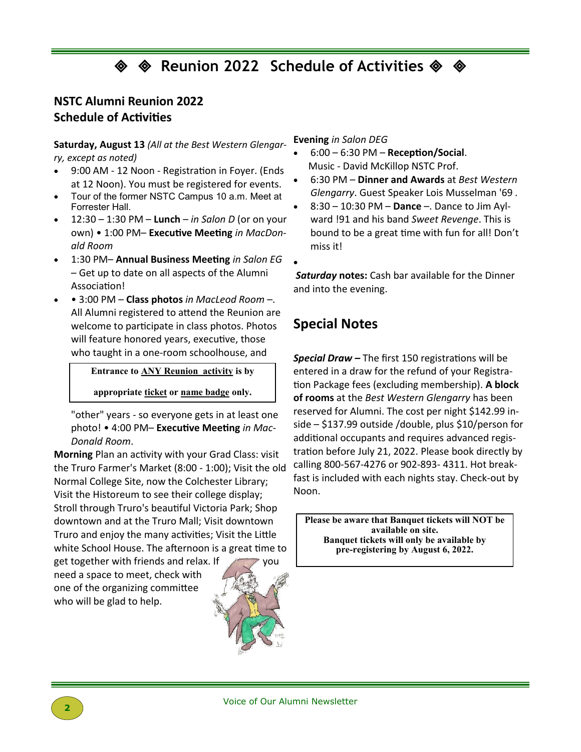# ◈ ◈ Reunion 2022 Schedule of Activities ◈ ◈

## NSTC Alumni Reunion 2022
## Schedule of Activities

**Saturday, August 13** *(All at the Best Western Glengarry, except as noted)*

- 9:00 AM - 12 Noon - Registration in Foyer. (Ends at 12 Noon). You must be registered for events.
- Tour of the former NSTC Campus 10 a.m. Meet at Forrester Hall.
- 12:30 – 1:30 PM – **Lunch** – *in Salon D* (or on your own) • 1:00 PM– **Executive Meeting** *in MacDonald Room*
- 1:30 PM– **Annual Business Meeting** *in Salon EG* – Get up to date on all aspects of the Alumni Association!
- • 3:00 PM – **Class photos** *in MacLeod Room* –. All Alumni registered to attend the Reunion are welcome to participate in class photos. Photos will feature honored years, executive, those who taught in a one-room schoolhouse, and "other" years - so everyone gets in at least one photo! • 4:00 PM– **Executive Meeting** *in MacDonald Room*.

**Entrance to ANY Reunion activity is by appropriate ticket or name badge only.**

**Morning** Plan an activity with your Grad Class: visit the Truro Farmer's Market (8:00 - 1:00); Visit the old Normal College Site, now the Colchester Library; Visit the Historeum to see their college display; Stroll through Truro's beautiful Victoria Park; Shop downtown and at the Truro Mall; Visit downtown Truro and enjoy the many activities; Visit the Little white School House. The afternoon is a great time to get together with friends and relax. If you need a space to meet, check with one of the organizing committee who will be glad to help.

**Evening** *in Salon DEG*

- 6:00 – 6:30 PM – **Reception/Social**. Music - David McKillop NSTC Prof.
- 6:30 PM – **Dinner and Awards** at *Best Western Glengarry*. Guest Speaker Lois Musselman '69 .
- 8:30 – 10:30 PM – **Dance** –. Dance to Jim Aylward !91 and his band *Sweet Revenge*. This is bound to be a great time with fun for all! Don't miss it!

***Saturday* notes:** Cash bar available for the Dinner and into the evening.

## Special Notes

***Special Draw –*** The first 150 registrations will be entered in a draw for the refund of your Registration Package fees (excluding membership). **A block of rooms** at the *Best Western Glengarry* has been reserved for Alumni. The cost per night $142.99 inside – $137.99 outside /double, plus $10/person for additional occupants and requires advanced registration before July 21, 2022. Please book directly by calling 800-567-4276 or 902-893- 4311. Hot breakfast is included with each nights stay. Check-out by Noon.

**Please be aware that Banquet tickets will NOT be available on site.**
**Banquet tickets will only be available by pre-registering by August 6, 2022.**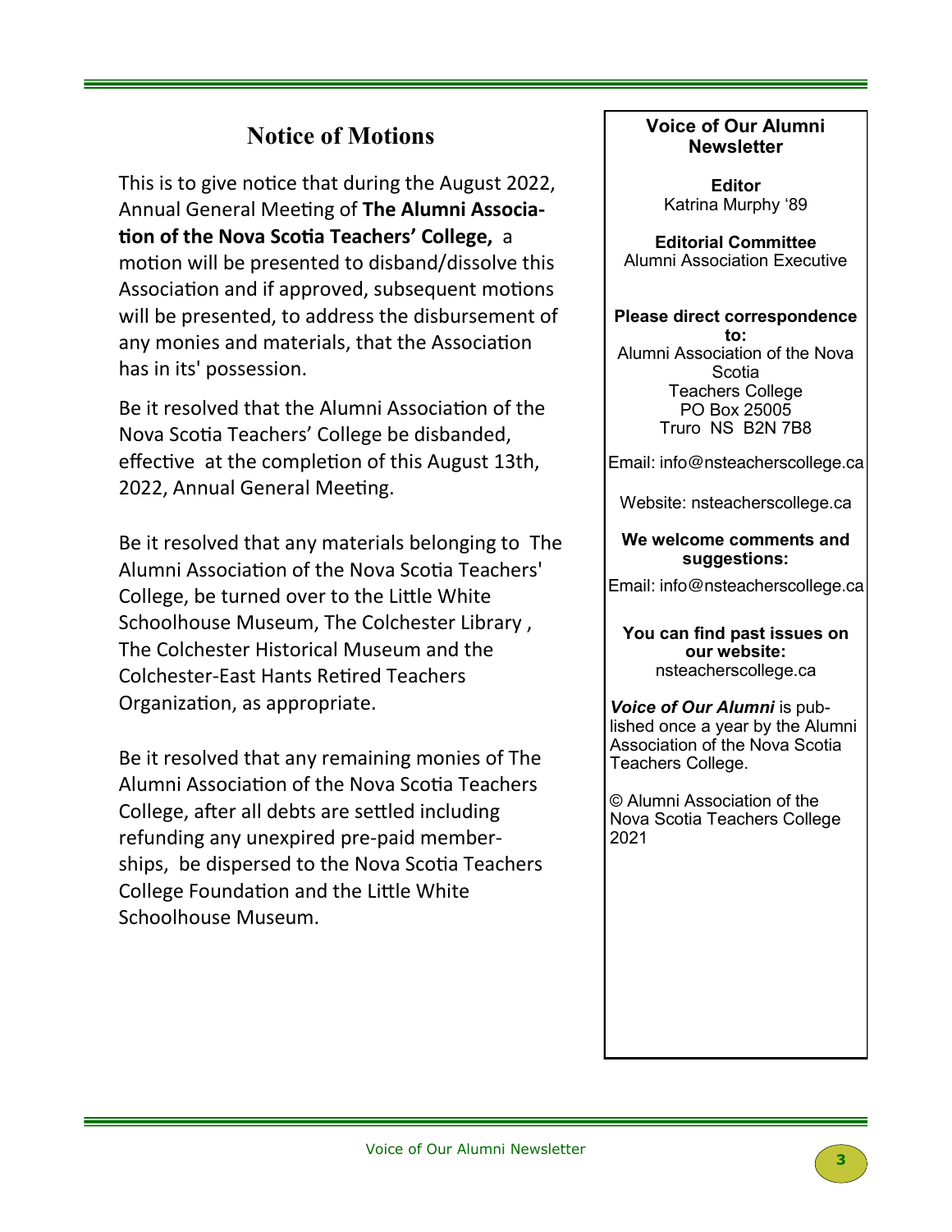## Notice of Motions

This is to give notice that during the August 2022, Annual General Meeting of **The Alumni Association of the Nova Scotia Teachers' College,** a motion will be presented to disband/dissolve this Association and if approved, subsequent motions will be presented, to address the disbursement of any monies and materials, that the Association has in its' possession.

Be it resolved that the Alumni Association of the Nova Scotia Teachers' College be disbanded, effective at the completion of this August 13th, 2022, Annual General Meeting.

Be it resolved that any materials belonging to The Alumni Association of the Nova Scotia Teachers' College, be turned over to the Little White Schoolhouse Museum, The Colchester Library , The Colchester Historical Museum and the Colchester-East Hants Retired Teachers Organization, as appropriate.

Be it resolved that any remaining monies of The Alumni Association of the Nova Scotia Teachers College, after all debts are settled including refunding any unexpired pre-paid memberships, be dispersed to the Nova Scotia Teachers College Foundation and the Little White Schoolhouse Museum.

---

**Voice of Our Alumni Newsletter**

**Editor**
Katrina Murphy '89

**Editorial Committee**
Alumni Association Executive

**Please direct correspondence to:**
Alumni Association of the Nova Scotia
Teachers College
PO Box 25005
Truro NS B2N 7B8

Email: info@nsteacherscollege.ca

Website: nsteacherscollege.ca

**We welcome comments and suggestions:**
Email: info@nsteacherscollege.ca

**You can find past issues on our website:**
nsteacherscollege.ca

***Voice of Our Alumni*** is published once a year by the Alumni Association of the Nova Scotia Teachers College.

© Alumni Association of the Nova Scotia Teachers College 2021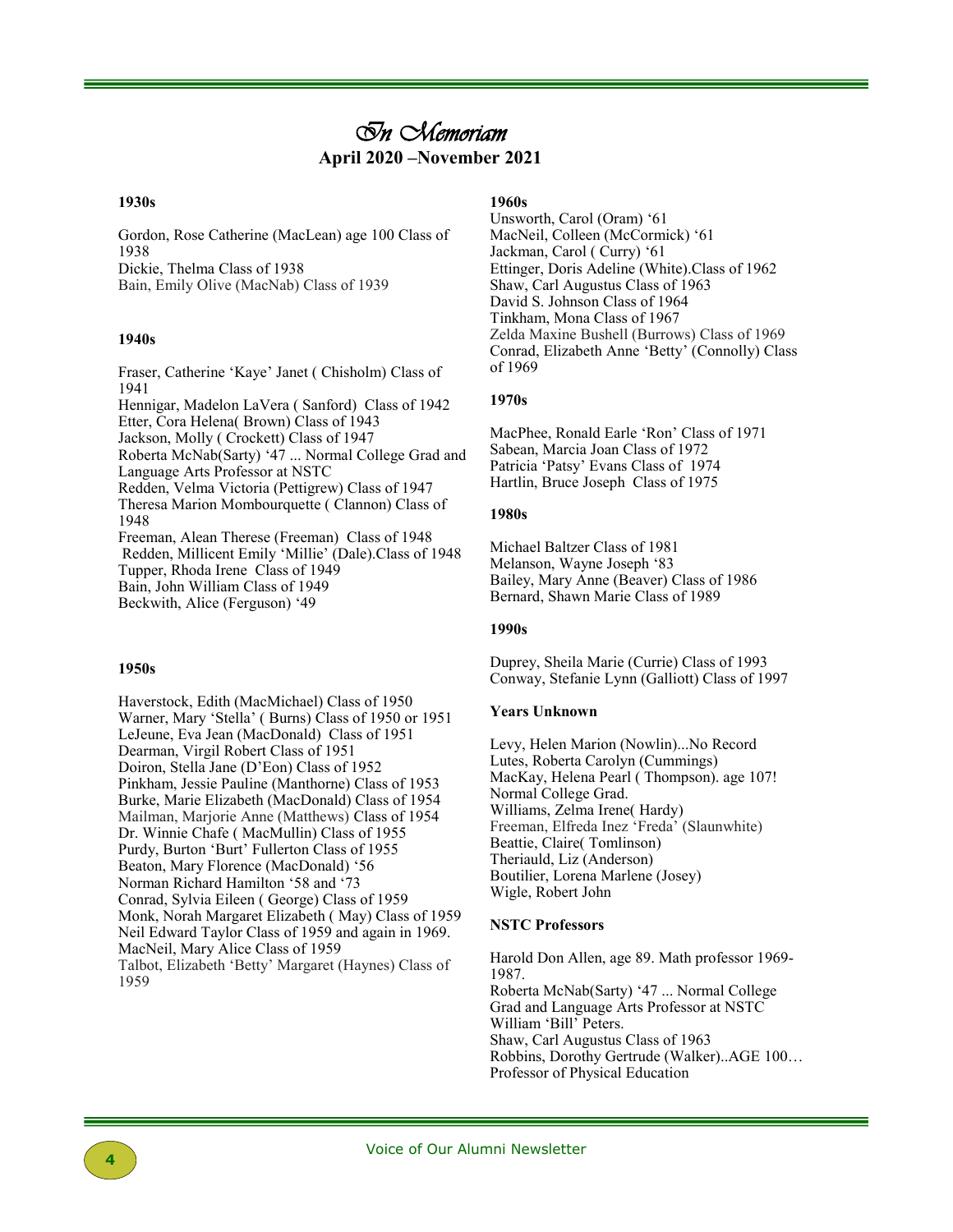# *In Memoriam*

**April 2020 –November 2021**

**1930s**

Gordon, Rose Catherine (MacLean) age 100 Class of 1938
Dickie, Thelma Class of 1938
Bain, Emily Olive (MacNab) Class of 1939

**1940s**

Fraser, Catherine 'Kaye' Janet ( Chisholm) Class of 1941
Hennigar, Madelon LaVera ( Sanford) Class of 1942
Etter, Cora Helena( Brown) Class of 1943
Jackson, Molly ( Crockett) Class of 1947
Roberta McNab(Sarty) '47 ... Normal College Grad and Language Arts Professor at NSTC
Redden, Velma Victoria (Pettigrew) Class of 1947
Theresa Marion Mombourquette ( Clannon) Class of 1948
Freeman, Alean Therese (Freeman) Class of 1948
Redden, Millicent Emily 'Millie' (Dale).Class of 1948
Tupper, Rhoda Irene Class of 1949
Bain, John William Class of 1949
Beckwith, Alice (Ferguson) '49

**1950s**

Haverstock, Edith (MacMichael) Class of 1950
Warner, Mary 'Stella' ( Burns) Class of 1950 or 1951
LeJeune, Eva Jean (MacDonald) Class of 1951
Dearman, Virgil Robert Class of 1951
Doiron, Stella Jane (D'Eon) Class of 1952
Pinkham, Jessie Pauline (Manthorne) Class of 1953
Burke, Marie Elizabeth (MacDonald) Class of 1954
Mailman, Marjorie Anne (Matthews) Class of 1954
Dr. Winnie Chafe ( MacMullin) Class of 1955
Purdy, Burton 'Burt' Fullerton Class of 1955
Beaton, Mary Florence (MacDonald) '56
Norman Richard Hamilton '58 and '73
Conrad, Sylvia Eileen ( George) Class of 1959
Monk, Norah Margaret Elizabeth ( May) Class of 1959
Neil Edward Taylor Class of 1959 and again in 1969.
MacNeil, Mary Alice Class of 1959
Talbot, Elizabeth 'Betty' Margaret (Haynes) Class of 1959

**1960s**

Unsworth, Carol (Oram) '61
MacNeil, Colleen (McCormick) '61
Jackman, Carol ( Curry) '61
Ettinger, Doris Adeline (White).Class of 1962
Shaw, Carl Augustus Class of 1963
David S. Johnson Class of 1964
Tinkham, Mona Class of 1967
Zelda Maxine Bushell (Burrows) Class of 1969
Conrad, Elizabeth Anne 'Betty' (Connolly) Class of 1969

**1970s**

MacPhee, Ronald Earle 'Ron' Class of 1971
Sabean, Marcia Joan Class of 1972
Patricia 'Patsy' Evans Class of 1974
Hartlin, Bruce Joseph Class of 1975

**1980s**

Michael Baltzer Class of 1981
Melanson, Wayne Joseph '83
Bailey, Mary Anne (Beaver) Class of 1986
Bernard, Shawn Marie Class of 1989

**1990s**

Duprey, Sheila Marie (Currie) Class of 1993
Conway, Stefanie Lynn (Galliott) Class of 1997

**Years Unknown**

Levy, Helen Marion (Nowlin)...No Record
Lutes, Roberta Carolyn (Cummings)
MacKay, Helena Pearl ( Thompson). age 107! Normal College Grad.
Williams, Zelma Irene( Hardy)
Freeman, Elfreda Inez 'Freda' (Slaunwhite)
Beattie, Claire( Tomlinson)
Theriauld, Liz (Anderson)
Boutilier, Lorena Marlene (Josey)
Wigle, Robert John

**NSTC Professors**

Harold Don Allen, age 89. Math professor 1969-1987.
Roberta McNab(Sarty) '47 ... Normal College Grad and Language Arts Professor at NSTC
William 'Bill' Peters.
Shaw, Carl Augustus Class of 1963
Robbins, Dorothy Gertrude (Walker)..AGE 100… Professor of Physical Education